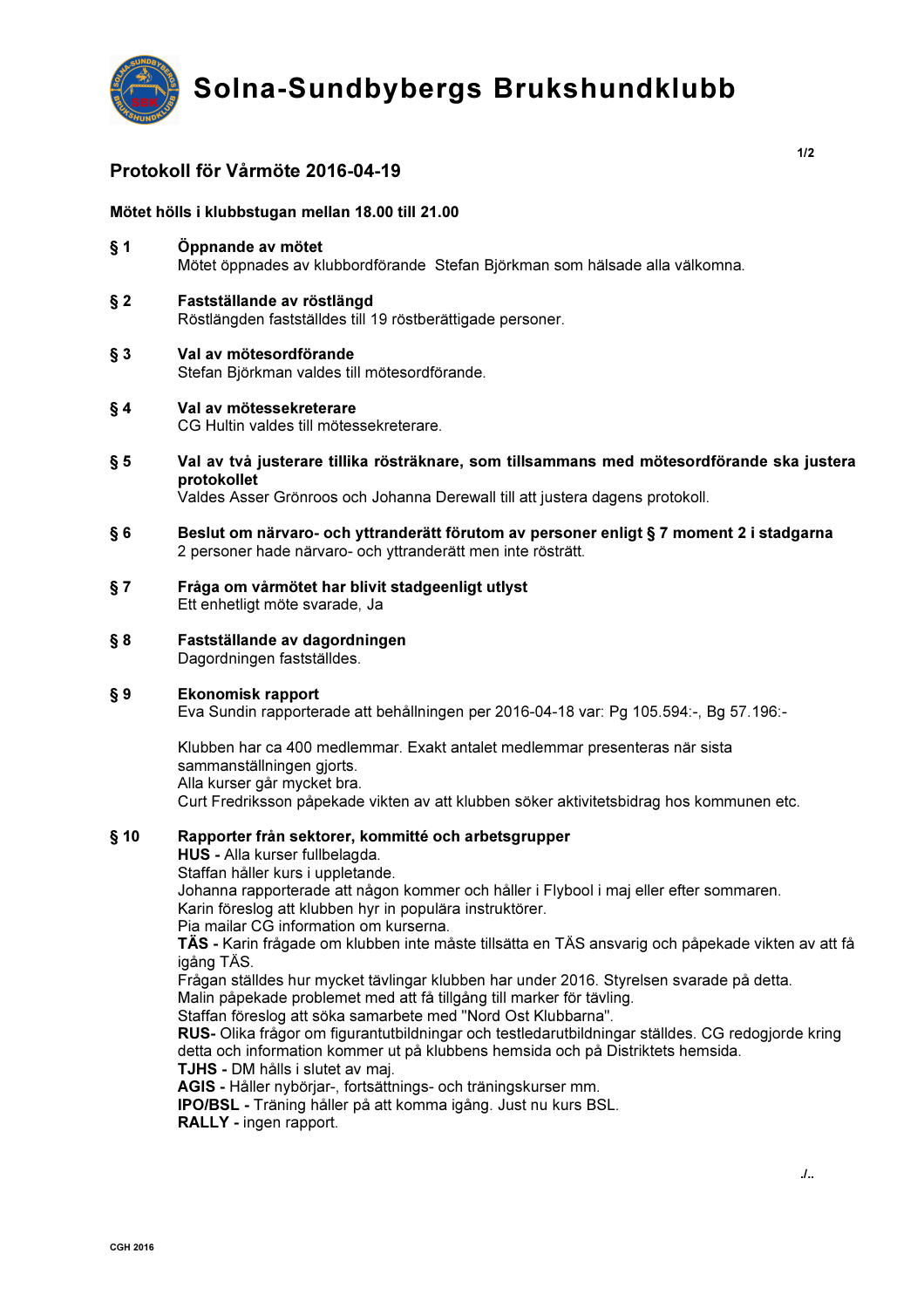# Solna-Sundbybergs Brukshundklubb

## Protokoll för Vårmöte 2016-04-19

**Mötet hölls i klubbstugan mellan 18.00 till 21.00**

**§ 1 Öppnande av mötet**
Mötet öppnades av klubbordförande Stefan Björkman som hälsade alla välkomna.

**§ 2 Fastställande av röstlängd**
Röstlängden fastställdes till 19 röstberättigade personer.

**§ 3 Val av mötesordförande**
Stefan Björkman valdes till mötesordförande.

**§ 4 Val av mötessekreterare**
CG Hultin valdes till mötessekreterare.

**§ 5 Val av två justerare tillika rösträknare, som tillsammans med mötesordförande ska justera protokollet**
Valdes Asser Grönroos och Johanna Derewall till att justera dagens protokoll.

**§ 6 Beslut om närvaro- och yttranderätt förutom av personer enligt § 7 moment 2 i stadgarna**
2 personer hade närvaro- och yttranderätt men inte rösträtt.

**§ 7 Fråga om vårmötet har blivit stadgeenligt utlyst**
Ett enhetligt möte svarade, Ja

**§ 8 Fastställande av dagordningen**
Dagordningen fastställdes.

**§ 9 Ekonomisk rapport**
Eva Sundin rapporterade att behållningen per 2016-04-18 var: Pg 105.594:-, Bg 57.196:-

Klubben har ca 400 medlemmar. Exakt antalet medlemmar presenteras när sista sammanställningen gjorts.
Alla kurser går mycket bra.
Curt Fredriksson påpekade vikten av att klubben söker aktivitetsbidrag hos kommunen etc.

**§ 10 Rapporter från sektorer, kommitté och arbetsgrupper**
**HUS -** Alla kurser fullbelagda.
Staffan håller kurs i uppletande.
Johanna rapporterade att någon kommer och håller i Flybool i maj eller efter sommaren.
Karin föreslog att klubben hyr in populära instruktörer.
Pia mailar CG information om kurserna.
**TÄS -** Karin frågade om klubben inte måste tillsätta en TÄS ansvarig och påpekade vikten av att få igång TÄS.
Frågan ställdes hur mycket tävlingar klubben har under 2016. Styrelsen svarade på detta.
Malin påpekade problemet med att få tillgång till marker för tävling.
Staffan föreslog att söka samarbete med "Nord Ost Klubbarna".
**RUS-** Olika frågor om figurantutbildningar och testledarutbildningar ställdes. CG redogjorde kring detta och information kommer ut på klubbens hemsida och på Distriktets hemsida.
**TJHS -** DM hålls i slutet av maj.
**AGIS -** Håller nybörjar-, fortsättnings- och träningskurser mm.
**IPO/BSL -** Träning håller på att komma igång. Just nu kurs BSL.
**RALLY -** ingen rapport.

./..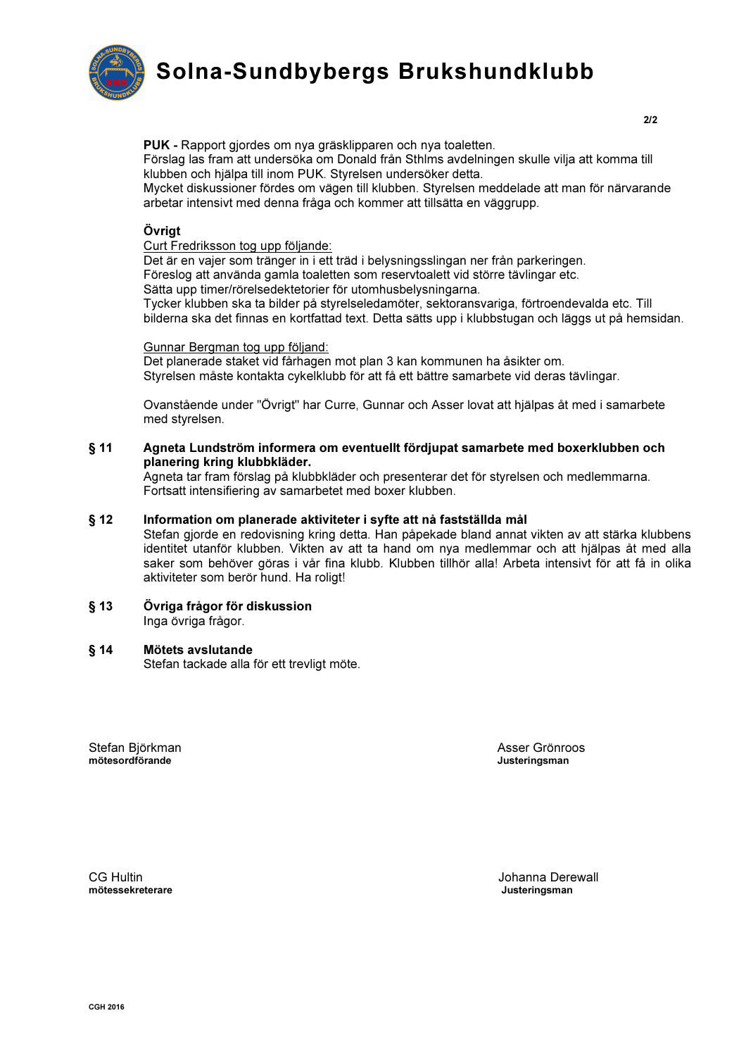**PUK -** Rapport gjordes om nya gräsklipparen och nya toaletten.
Förslag las fram att undersöka om Donald från Sthlms avdelningen skulle vilja att komma till klubben och hjälpa till inom PUK. Styrelsen undersöker detta.
Mycket diskussioner fördes om vägen till klubben. Styrelsen meddelade att man för närvarande arbetar intensivt med denna fråga och kommer att tillsätta en väggrupp.

**Övrigt**

Curt Fredriksson tog upp följande:
Det är en vajer som tränger in i ett träd i belysningsslingan ner från parkeringen.
Föreslog att använda gamla toaletten som reservtoalett vid större tävlingar etc.
Sätta upp timer/rörelsedektetorier för utomhusbelysningarna.
Tycker klubben ska ta bilder på styrelseledamöter, sektoransvariga, förtroendevalda etc. Till bilderna ska det finnas en kortfattad text. Detta sätts upp i klubbstugan och läggs ut på hemsidan.

Gunnar Bergman tog upp följand:
Det planerade staket vid fårhagen mot plan 3 kan kommunen ha åsikter om.
Styrelsen måste kontakta cykelklubb för att få ett bättre samarbete vid deras tävlingar.

Ovanstående under "Övrigt" har Curre, Gunnar och Asser lovat att hjälpas åt med i samarbete med styrelsen.

**§ 11 Agneta Lundström informera om eventuellt fördjupat samarbete med boxerklubben och planering kring klubbkläder.**
Agneta tar fram förslag på klubbkläder och presenterar det för styrelsen och medlemmarna.
Fortsatt intensifiering av samarbetet med boxer klubben.

**§ 12 Information om planerade aktiviteter i syfte att nå fastställda mål**
Stefan gjorde en redovisning kring detta. Han påpekade bland annat vikten av att stärka klubbens identitet utanför klubben. Vikten av att ta hand om nya medlemmar och att hjälpas åt med alla saker som behöver göras i vår fina klubb. Klubben tillhör alla! Arbeta intensivt för att få in olika aktiviteter som berör hund. Ha roligt!

**§ 13 Övriga frågor för diskussion**
Inga övriga frågor.

**§ 14 Mötets avslutande**
Stefan tackade alla för ett trevligt möte.

Stefan Björkman
**mötesordförande**

Asser Grönroos
**Justeringsman**

CG Hultin
**mötessekreterare**

Johanna Derewall
**Justeringsman**

CGH 2016